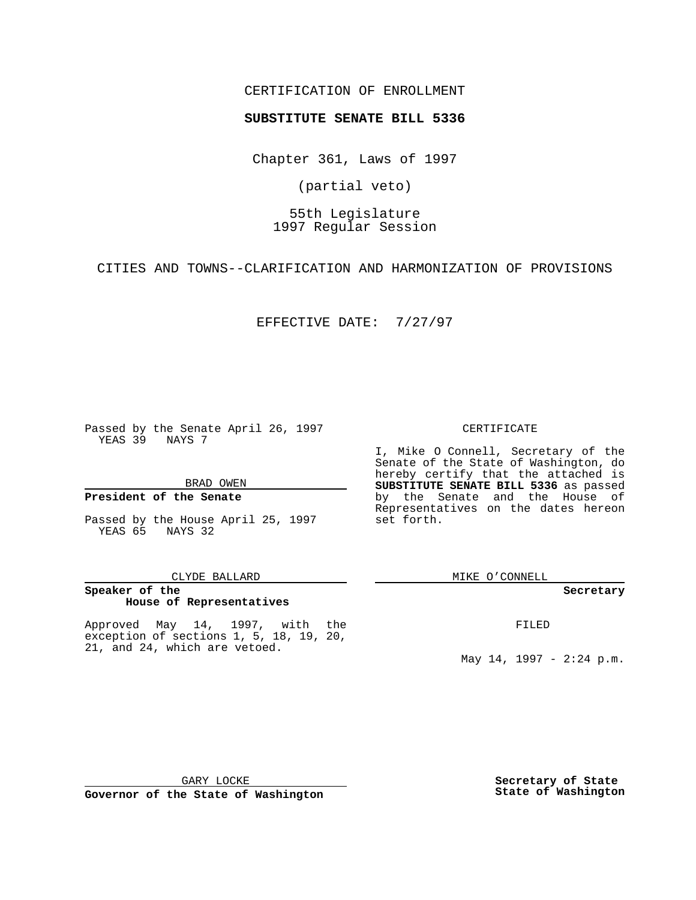CERTIFICATION OF ENROLLMENT

**SUBSTITUTE SENATE BILL 5336**

Chapter 361, Laws of 1997

(partial veto)

55th Legislature
1997 Regular Session

CITIES AND TOWNS--CLARIFICATION AND HARMONIZATION OF PROVISIONS

EFFECTIVE DATE: 7/27/97

Passed by the Senate April 26, 1997
YEAS 39 NAYS 7

BRAD OWEN

**President of the Senate**

Passed by the House April 25, 1997
YEAS 65 NAYS 32

CLYDE BALLARD

**Speaker of the House of Representatives**

Approved May 14, 1997, with the exception of sections 1, 5, 18, 19, 20, 21, and 24, which are vetoed.

GARY LOCKE

**Governor of the State of Washington**

CERTIFICATE

I, Mike O Connell, Secretary of the Senate of the State of Washington, do hereby certify that the attached is **SUBSTITUTE SENATE BILL 5336** as passed by the Senate and the House of Representatives on the dates hereon set forth.

MIKE O'CONNELL

**Secretary**

FILED

May 14, 1997 - 2:24 p.m.

**Secretary of State**
**State of Washington**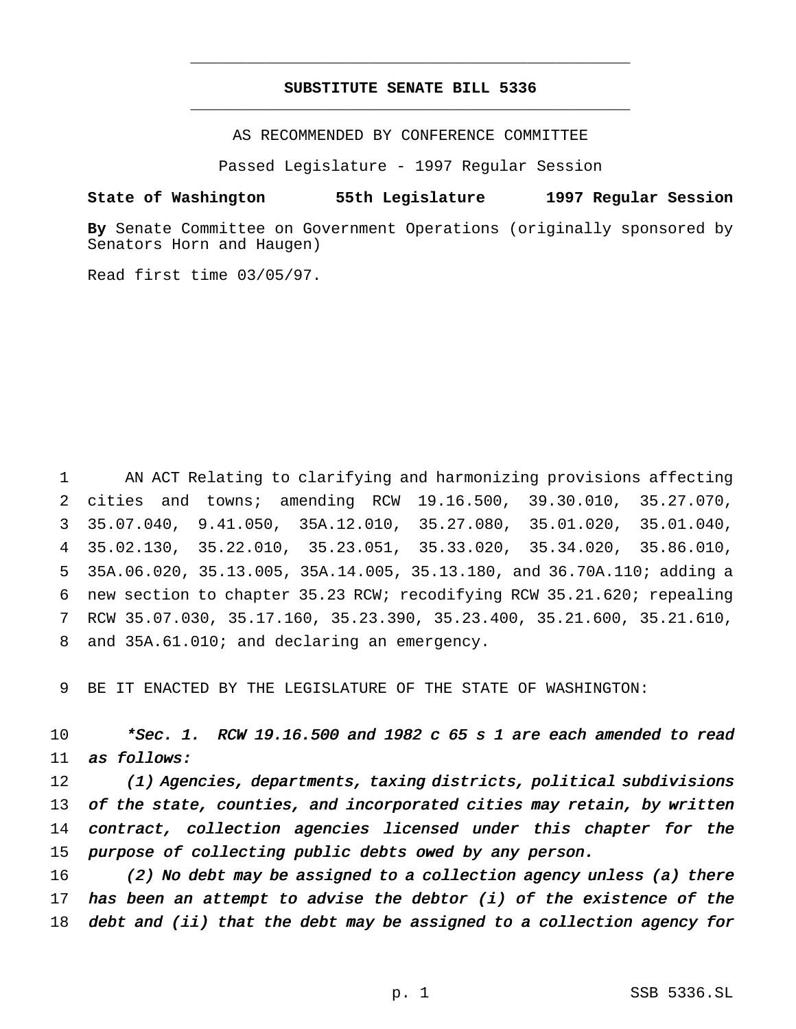# SUBSTITUTE SENATE BILL 5336

AS RECOMMENDED BY CONFERENCE COMMITTEE

Passed Legislature - 1997 Regular Session

**State of Washington 55th Legislature 1997 Regular Session**

**By** Senate Committee on Government Operations (originally sponsored by Senators Horn and Haugen)

Read first time 03/05/97.

AN ACT Relating to clarifying and harmonizing provisions affecting cities and towns; amending RCW 19.16.500, 39.30.010, 35.27.070, 35.07.040, 9.41.050, 35A.12.010, 35.27.080, 35.01.020, 35.01.040, 35.02.130, 35.22.010, 35.23.051, 35.33.020, 35.34.020, 35.86.010, 35A.06.020, 35.13.005, 35A.14.005, 35.13.180, and 36.70A.110; adding a new section to chapter 35.23 RCW; recodifying RCW 35.21.620; repealing RCW 35.07.030, 35.17.160, 35.23.390, 35.23.400, 35.21.600, 35.21.610, and 35A.61.010; and declaring an emergency.

BE IT ENACTED BY THE LEGISLATURE OF THE STATE OF WASHINGTON:

*\*Sec. 1. RCW 19.16.500 and 1982 c 65 s 1 are each amended to read as follows:*

*(1) Agencies, departments, taxing districts, political subdivisions of the state, counties, and incorporated cities may retain, by written contract, collection agencies licensed under this chapter for the purpose of collecting public debts owed by any person.*

*(2) No debt may be assigned to a collection agency unless (a) there has been an attempt to advise the debtor (i) of the existence of the debt and (ii) that the debt may be assigned to a collection agency for*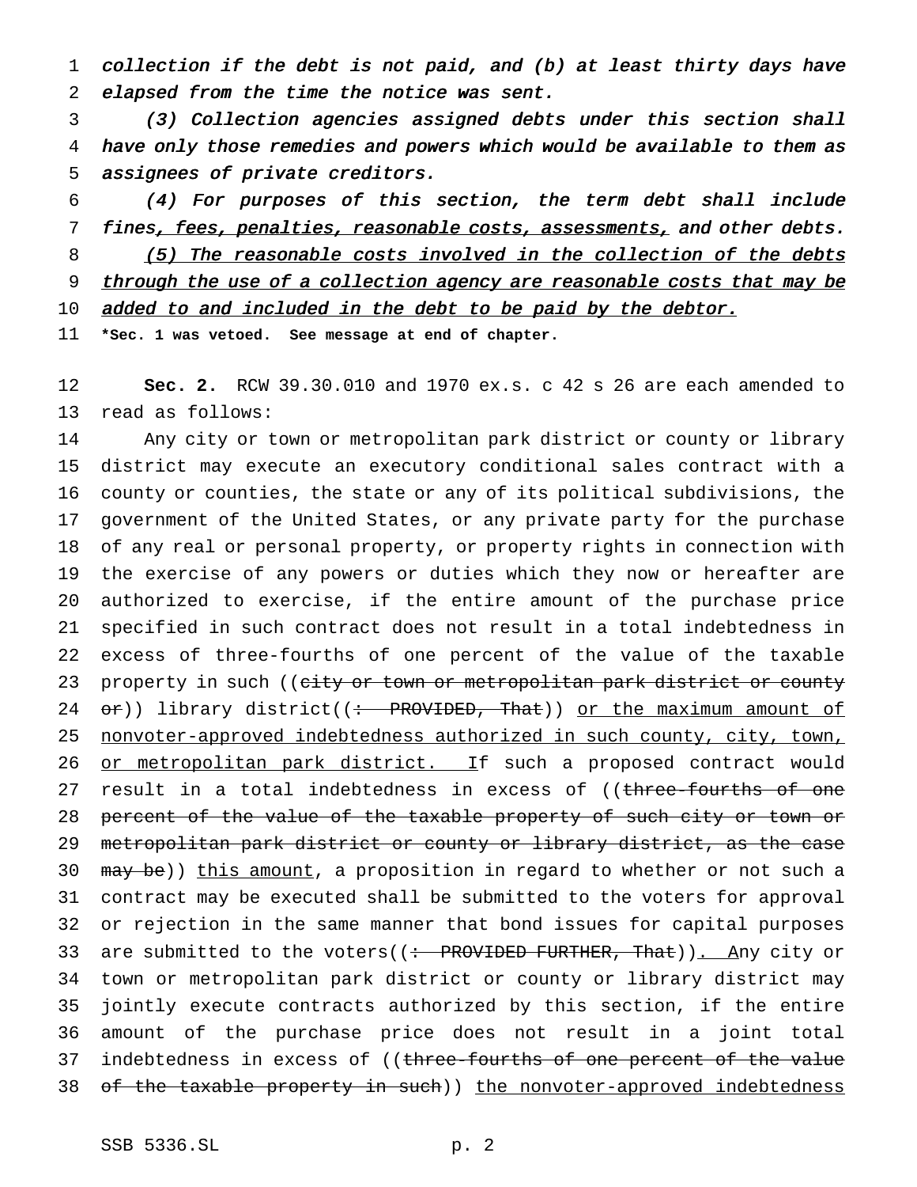*collection if the debt is not paid, and (b) at least thirty days have elapsed from the time the notice was sent.*

*(3) Collection agencies assigned debts under this section shall have only those remedies and powers which would be available to them as assignees of private creditors.*

*(4) For purposes of this section, the term debt shall include fines, fees, penalties, reasonable costs, assessments, and other debts.*

*(5) The reasonable costs involved in the collection of the debts through the use of a collection agency are reasonable costs that may be added to and included in the debt to be paid by the debtor.*

**\*Sec. 1 was vetoed. See message at end of chapter.**

**Sec. 2.** RCW 39.30.010 and 1970 ex.s. c 42 s 26 are each amended to read as follows:

Any city or town or metropolitan park district or county or library district may execute an executory conditional sales contract with a county or counties, the state or any of its political subdivisions, the government of the United States, or any private party for the purchase of any real or personal property, or property rights in connection with the exercise of any powers or duties which they now or hereafter are authorized to exercise, if the entire amount of the purchase price specified in such contract does not result in a total indebtedness in excess of three-fourths of one percent of the value of the taxable property in such ((~~city or town or metropolitan park district or county or~~)) library district((~~: PROVIDED, That~~)) or the maximum amount of nonvoter-approved indebtedness authorized in such county, city, town, or metropolitan park district. If such a proposed contract would result in a total indebtedness in excess of ((~~three-fourths of one percent of the value of the taxable property of such city or town or metropolitan park district or county or library district, as the case may be~~)) this amount, a proposition in regard to whether or not such a contract may be executed shall be submitted to the voters for approval or rejection in the same manner that bond issues for capital purposes are submitted to the voters((~~: PROVIDED FURTHER, That~~)). Any city or town or metropolitan park district or county or library district may jointly execute contracts authorized by this section, if the entire amount of the purchase price does not result in a joint total indebtedness in excess of ((~~three-fourths of one percent of the value of the taxable property in such~~)) the nonvoter-approved indebtedness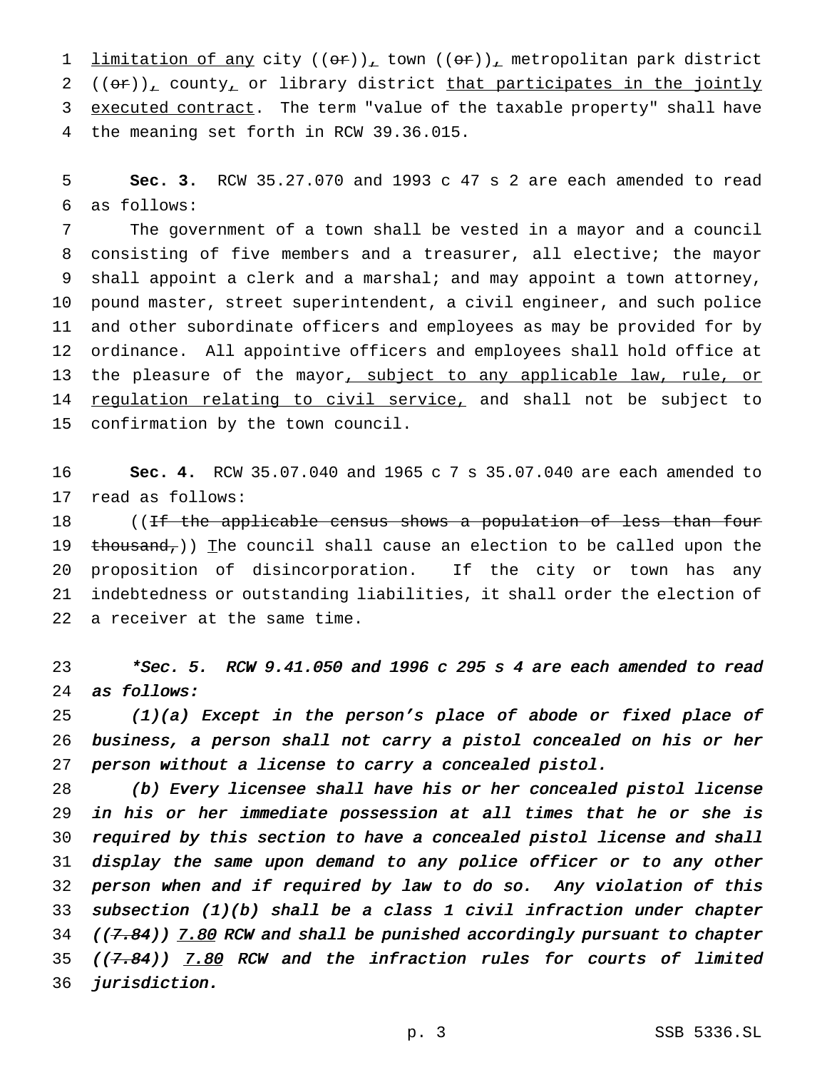limitation of any city ((or)), town ((or)), metropolitan park district ((or)), county, or library district that participates in the jointly executed contract. The term "value of the taxable property" shall have the meaning set forth in RCW 39.36.015.

**Sec. 3.** RCW 35.27.070 and 1993 c 47 s 2 are each amended to read as follows:

The government of a town shall be vested in a mayor and a council consisting of five members and a treasurer, all elective; the mayor shall appoint a clerk and a marshal; and may appoint a town attorney, pound master, street superintendent, a civil engineer, and such police and other subordinate officers and employees as may be provided for by ordinance. All appointive officers and employees shall hold office at the pleasure of the mayor, subject to any applicable law, rule, or regulation relating to civil service, and shall not be subject to confirmation by the town council.

**Sec. 4.** RCW 35.07.040 and 1965 c 7 s 35.07.040 are each amended to read as follows:

((If the applicable census shows a population of less than four thousand,)) The council shall cause an election to be called upon the proposition of disincorporation. If the city or town has any indebtedness or outstanding liabilities, it shall order the election of a receiver at the same time.

****Sec. 5. RCW 9.41.050 and 1996 c 295 s 4 are each amended to read as follows:***

*(1)(a) Except in the person's place of abode or fixed place of business, a person shall not carry a pistol concealed on his or her person without a license to carry a concealed pistol.*

*(b) Every licensee shall have his or her concealed pistol license in his or her immediate possession at all times that he or she is required by this section to have a concealed pistol license and shall display the same upon demand to any police officer or to any other person when and if required by law to do so. Any violation of this subsection (1)(b) shall be a class 1 civil infraction under chapter ((7.84)) 7.80 RCW and shall be punished accordingly pursuant to chapter ((7.84)) 7.80 RCW and the infraction rules for courts of limited jurisdiction.*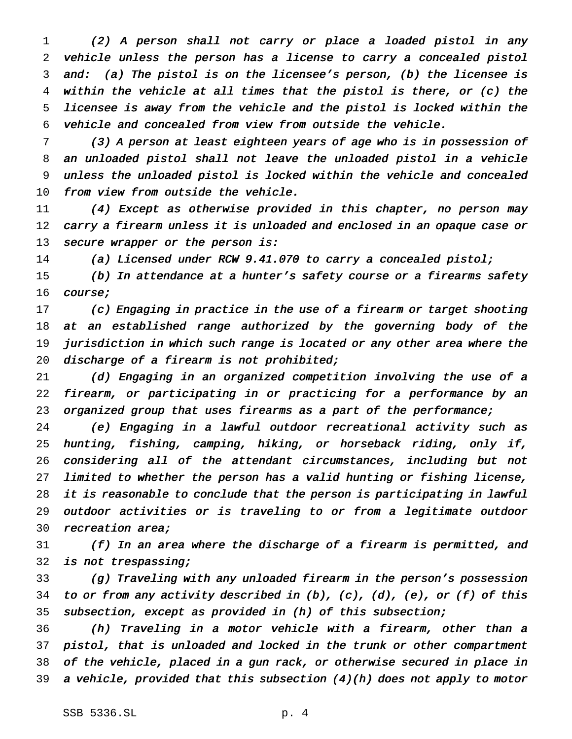*(2) A person shall not carry or place a loaded pistol in any vehicle unless the person has a license to carry a concealed pistol and: (a) The pistol is on the licensee's person, (b) the licensee is within the vehicle at all times that the pistol is there, or (c) the licensee is away from the vehicle and the pistol is locked within the vehicle and concealed from view from outside the vehicle.*

*(3) A person at least eighteen years of age who is in possession of an unloaded pistol shall not leave the unloaded pistol in a vehicle unless the unloaded pistol is locked within the vehicle and concealed from view from outside the vehicle.*

*(4) Except as otherwise provided in this chapter, no person may carry a firearm unless it is unloaded and enclosed in an opaque case or secure wrapper or the person is:*

*(a) Licensed under RCW 9.41.070 to carry a concealed pistol;*

*(b) In attendance at a hunter's safety course or a firearms safety course;*

*(c) Engaging in practice in the use of a firearm or target shooting at an established range authorized by the governing body of the jurisdiction in which such range is located or any other area where the discharge of a firearm is not prohibited;*

*(d) Engaging in an organized competition involving the use of a firearm, or participating in or practicing for a performance by an organized group that uses firearms as a part of the performance;*

*(e) Engaging in a lawful outdoor recreational activity such as hunting, fishing, camping, hiking, or horseback riding, only if, considering all of the attendant circumstances, including but not limited to whether the person has a valid hunting or fishing license, it is reasonable to conclude that the person is participating in lawful outdoor activities or is traveling to or from a legitimate outdoor recreation area;*

*(f) In an area where the discharge of a firearm is permitted, and is not trespassing;*

*(g) Traveling with any unloaded firearm in the person's possession to or from any activity described in (b), (c), (d), (e), or (f) of this subsection, except as provided in (h) of this subsection;*

*(h) Traveling in a motor vehicle with a firearm, other than a pistol, that is unloaded and locked in the trunk or other compartment of the vehicle, placed in a gun rack, or otherwise secured in place in a vehicle, provided that this subsection (4)(h) does not apply to motor*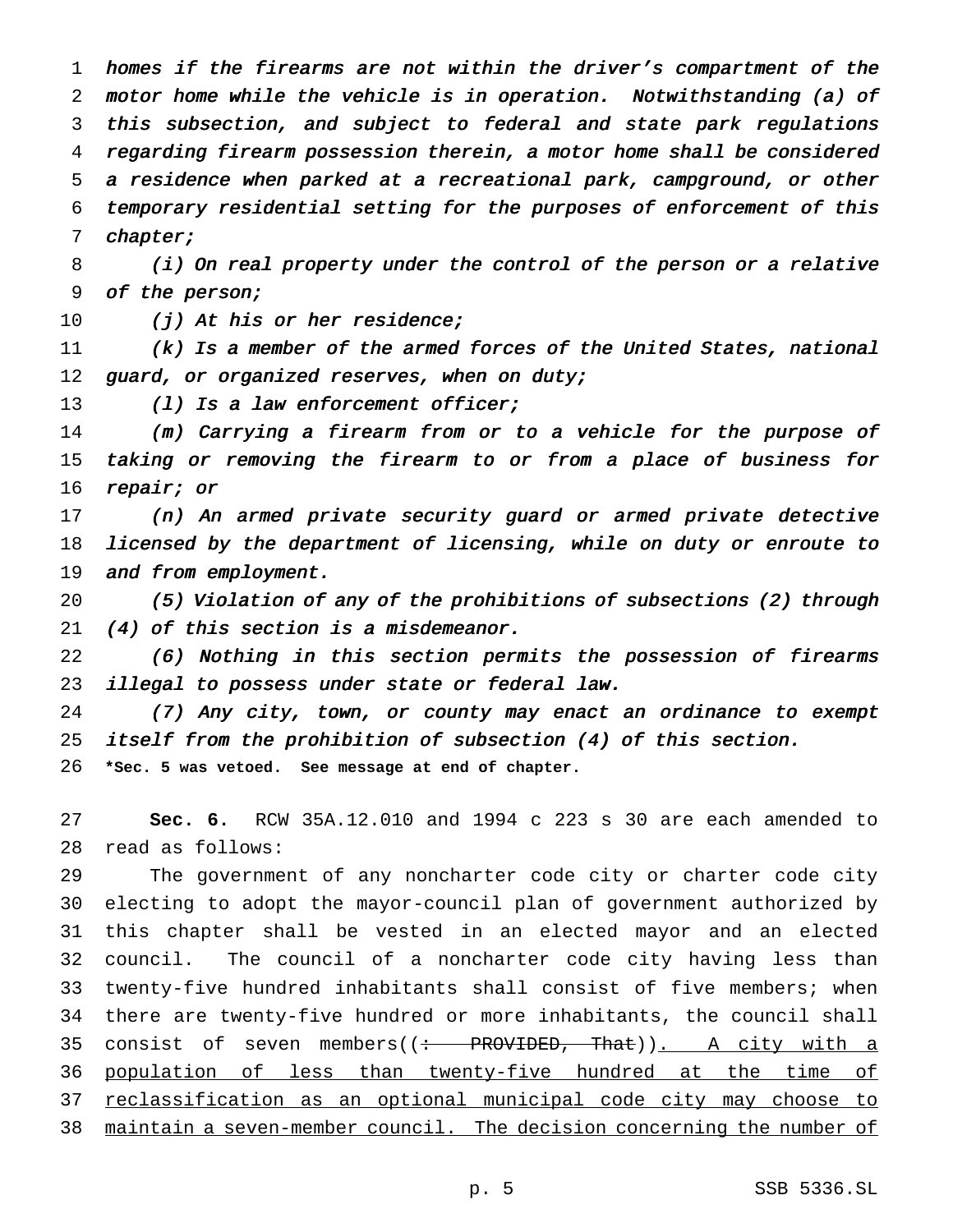*homes if the firearms are not within the driver's compartment of the motor home while the vehicle is in operation. Notwithstanding (a) of this subsection, and subject to federal and state park regulations regarding firearm possession therein, a motor home shall be considered a residence when parked at a recreational park, campground, or other temporary residential setting for the purposes of enforcement of this chapter;*

*(i) On real property under the control of the person or a relative of the person;*

*(j) At his or her residence;*

*(k) Is a member of the armed forces of the United States, national guard, or organized reserves, when on duty;*

*(l) Is a law enforcement officer;*

*(m) Carrying a firearm from or to a vehicle for the purpose of taking or removing the firearm to or from a place of business for repair; or*

*(n) An armed private security guard or armed private detective licensed by the department of licensing, while on duty or enroute to and from employment.*

*(5) Violation of any of the prohibitions of subsections (2) through (4) of this section is a misdemeanor.*

*(6) Nothing in this section permits the possession of firearms illegal to possess under state or federal law.*

*(7) Any city, town, or county may enact an ordinance to exempt itself from the prohibition of subsection (4) of this section.*

**\*Sec. 5 was vetoed. See message at end of chapter.**

**Sec. 6.** RCW 35A.12.010 and 1994 c 223 s 30 are each amended to read as follows:

The government of any noncharter code city or charter code city electing to adopt the mayor-council plan of government authorized by this chapter shall be vested in an elected mayor and an elected council. The council of a noncharter code city having less than twenty-five hundred inhabitants shall consist of five members; when there are twenty-five hundred or more inhabitants, the council shall consist of seven members((~~: PROVIDED, That~~)). <u>A city with a population of less than twenty-five hundred at the time of reclassification as an optional municipal code city may choose to maintain a seven-member council. The decision concerning the number of</u>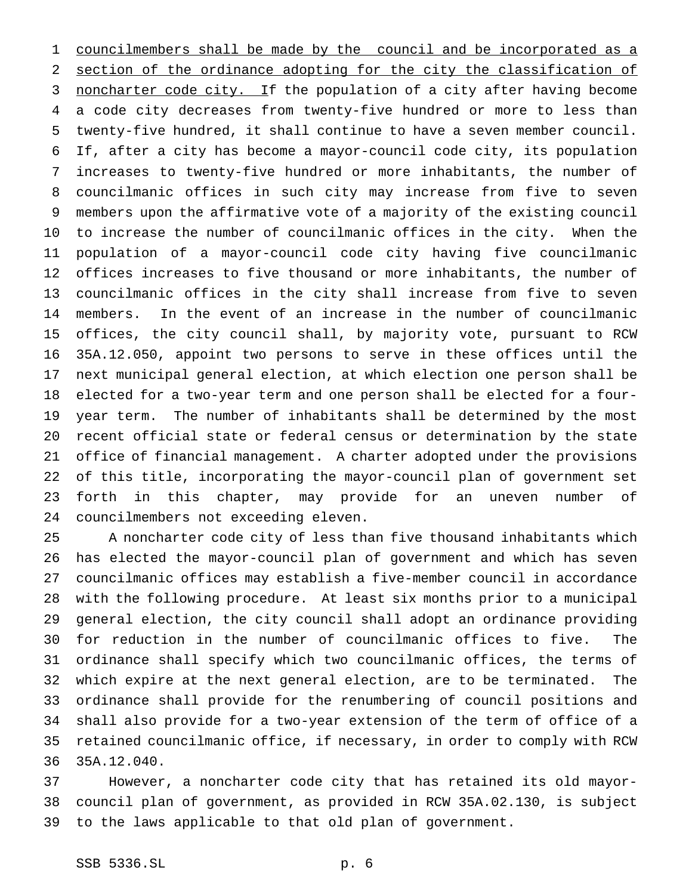councilmembers shall be made by the council and be incorporated as a section of the ordinance adopting for the city the classification of noncharter code city. If the population of a city after having become a code city decreases from twenty-five hundred or more to less than twenty-five hundred, it shall continue to have a seven member council. If, after a city has become a mayor-council code city, its population increases to twenty-five hundred or more inhabitants, the number of councilmanic offices in such city may increase from five to seven members upon the affirmative vote of a majority of the existing council to increase the number of councilmanic offices in the city. When the population of a mayor-council code city having five councilmanic offices increases to five thousand or more inhabitants, the number of councilmanic offices in the city shall increase from five to seven members. In the event of an increase in the number of councilmanic offices, the city council shall, by majority vote, pursuant to RCW 35A.12.050, appoint two persons to serve in these offices until the next municipal general election, at which election one person shall be elected for a two-year term and one person shall be elected for a four-year term. The number of inhabitants shall be determined by the most recent official state or federal census or determination by the state office of financial management. A charter adopted under the provisions of this title, incorporating the mayor-council plan of government set forth in this chapter, may provide for an uneven number of councilmembers not exceeding eleven.

A noncharter code city of less than five thousand inhabitants which has elected the mayor-council plan of government and which has seven councilmanic offices may establish a five-member council in accordance with the following procedure. At least six months prior to a municipal general election, the city council shall adopt an ordinance providing for reduction in the number of councilmanic offices to five. The ordinance shall specify which two councilmanic offices, the terms of which expire at the next general election, are to be terminated. The ordinance shall provide for the renumbering of council positions and shall also provide for a two-year extension of the term of office of a retained councilmanic office, if necessary, in order to comply with RCW 35A.12.040.

However, a noncharter code city that has retained its old mayor-council plan of government, as provided in RCW 35A.02.130, is subject to the laws applicable to that old plan of government.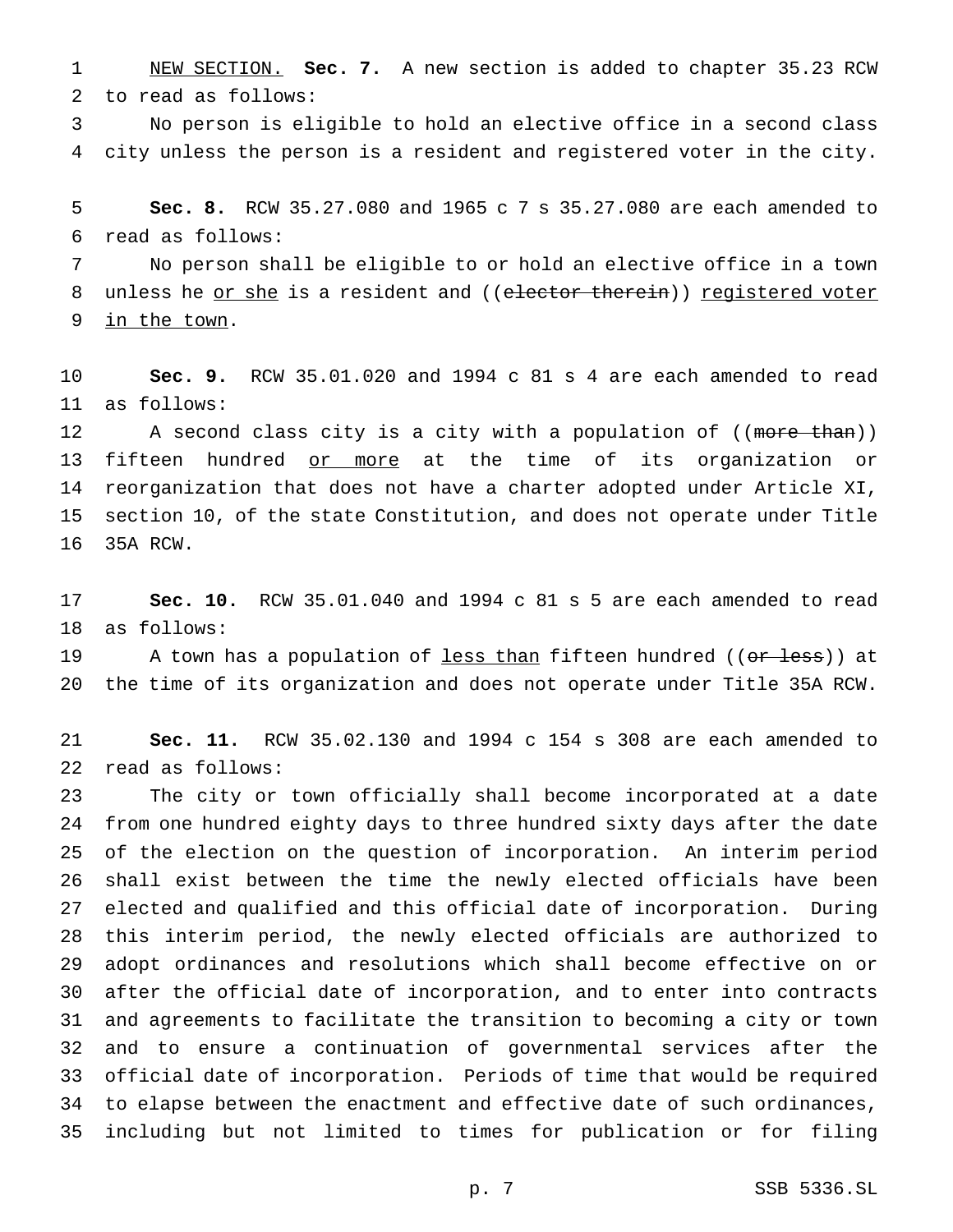NEW SECTION. **Sec. 7.** A new section is added to chapter 35.23 RCW to read as follows:

No person is eligible to hold an elective office in a second class city unless the person is a resident and registered voter in the city.

**Sec. 8.** RCW 35.27.080 and 1965 c 7 s 35.27.080 are each amended to read as follows:

No person shall be eligible to or hold an elective office in a town unless he or she is a resident and ((~~elector therein~~)) registered voter in the town.

**Sec. 9.** RCW 35.01.020 and 1994 c 81 s 4 are each amended to read as follows:

A second class city is a city with a population of ((~~more than~~)) fifteen hundred or more at the time of its organization or reorganization that does not have a charter adopted under Article XI, section 10, of the state Constitution, and does not operate under Title 35A RCW.

**Sec. 10.** RCW 35.01.040 and 1994 c 81 s 5 are each amended to read as follows:

A town has a population of less than fifteen hundred ((~~or less~~)) at the time of its organization and does not operate under Title 35A RCW.

**Sec. 11.** RCW 35.02.130 and 1994 c 154 s 308 are each amended to read as follows:

The city or town officially shall become incorporated at a date from one hundred eighty days to three hundred sixty days after the date of the election on the question of incorporation. An interim period shall exist between the time the newly elected officials have been elected and qualified and this official date of incorporation. During this interim period, the newly elected officials are authorized to adopt ordinances and resolutions which shall become effective on or after the official date of incorporation, and to enter into contracts and agreements to facilitate the transition to becoming a city or town and to ensure a continuation of governmental services after the official date of incorporation. Periods of time that would be required to elapse between the enactment and effective date of such ordinances, including but not limited to times for publication or for filing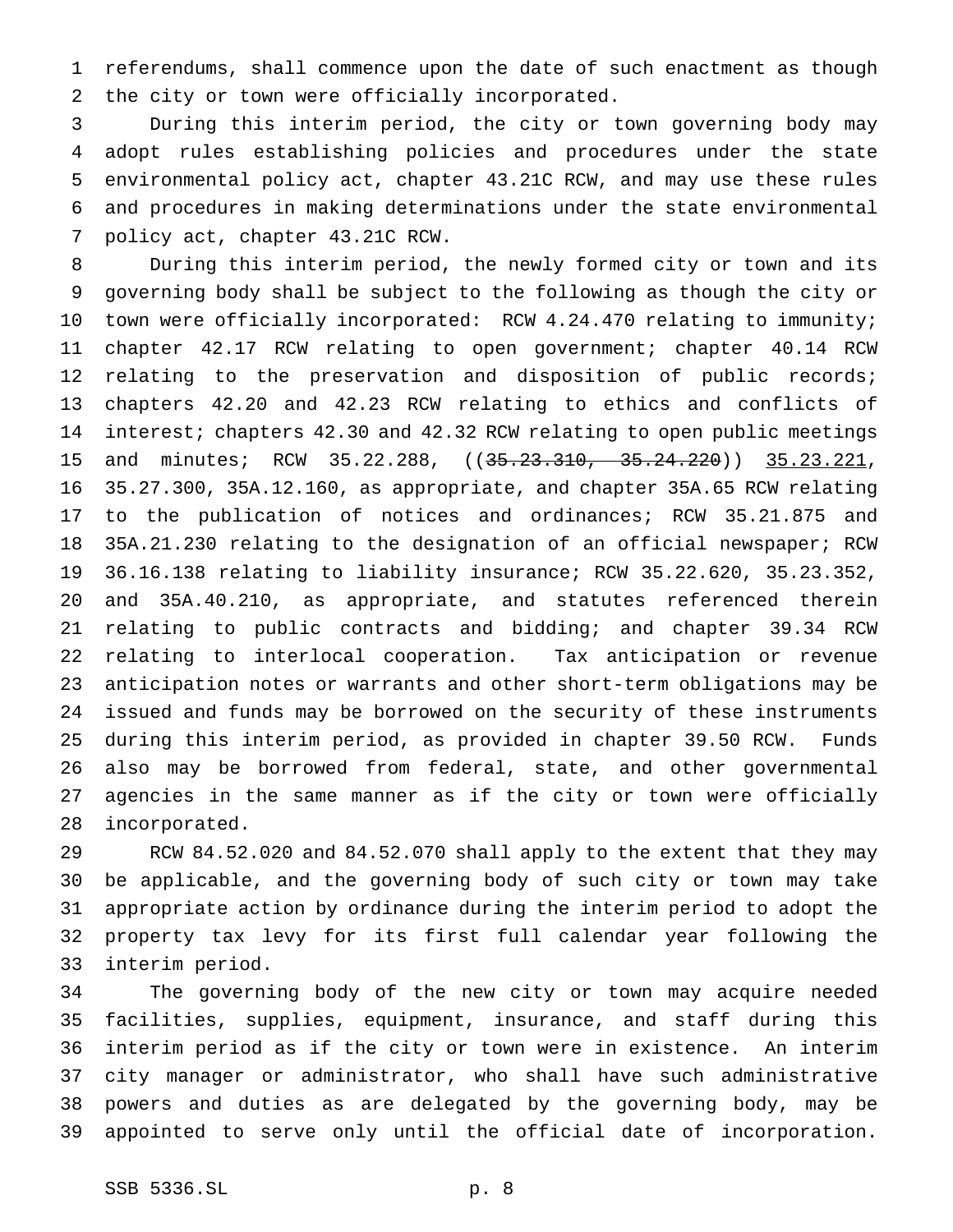referendums, shall commence upon the date of such enactment as though the city or town were officially incorporated.

During this interim period, the city or town governing body may adopt rules establishing policies and procedures under the state environmental policy act, chapter 43.21C RCW, and may use these rules and procedures in making determinations under the state environmental policy act, chapter 43.21C RCW.

During this interim period, the newly formed city or town and its governing body shall be subject to the following as though the city or town were officially incorporated: RCW 4.24.470 relating to immunity; chapter 42.17 RCW relating to open government; chapter 40.14 RCW relating to the preservation and disposition of public records; chapters 42.20 and 42.23 RCW relating to ethics and conflicts of interest; chapters 42.30 and 42.32 RCW relating to open public meetings and minutes; RCW 35.22.288, ((~~35.23.310, 35.24.220~~)) <u>35.23.221</u>, 35.27.300, 35A.12.160, as appropriate, and chapter 35A.65 RCW relating to the publication of notices and ordinances; RCW 35.21.875 and 35A.21.230 relating to the designation of an official newspaper; RCW 36.16.138 relating to liability insurance; RCW 35.22.620, 35.23.352, and 35A.40.210, as appropriate, and statutes referenced therein relating to public contracts and bidding; and chapter 39.34 RCW relating to interlocal cooperation. Tax anticipation or revenue anticipation notes or warrants and other short-term obligations may be issued and funds may be borrowed on the security of these instruments during this interim period, as provided in chapter 39.50 RCW. Funds also may be borrowed from federal, state, and other governmental agencies in the same manner as if the city or town were officially incorporated.

RCW 84.52.020 and 84.52.070 shall apply to the extent that they may be applicable, and the governing body of such city or town may take appropriate action by ordinance during the interim period to adopt the property tax levy for its first full calendar year following the interim period.

The governing body of the new city or town may acquire needed facilities, supplies, equipment, insurance, and staff during this interim period as if the city or town were in existence. An interim city manager or administrator, who shall have such administrative powers and duties as are delegated by the governing body, may be appointed to serve only until the official date of incorporation.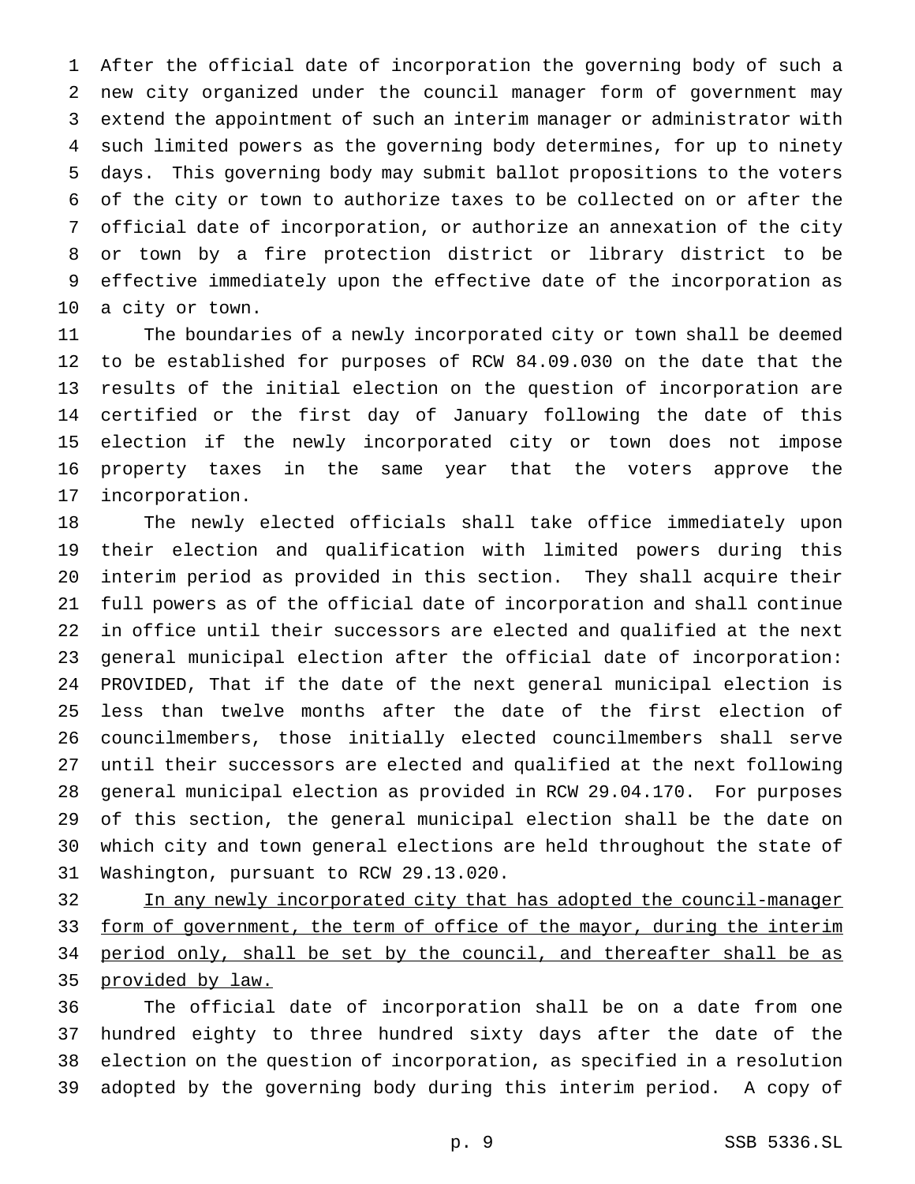After the official date of incorporation the governing body of such a new city organized under the council manager form of government may extend the appointment of such an interim manager or administrator with such limited powers as the governing body determines, for up to ninety days. This governing body may submit ballot propositions to the voters of the city or town to authorize taxes to be collected on or after the official date of incorporation, or authorize an annexation of the city or town by a fire protection district or library district to be effective immediately upon the effective date of the incorporation as a city or town.

The boundaries of a newly incorporated city or town shall be deemed to be established for purposes of RCW 84.09.030 on the date that the results of the initial election on the question of incorporation are certified or the first day of January following the date of this election if the newly incorporated city or town does not impose property taxes in the same year that the voters approve the incorporation.

The newly elected officials shall take office immediately upon their election and qualification with limited powers during this interim period as provided in this section. They shall acquire their full powers as of the official date of incorporation and shall continue in office until their successors are elected and qualified at the next general municipal election after the official date of incorporation: PROVIDED, That if the date of the next general municipal election is less than twelve months after the date of the first election of councilmembers, those initially elected councilmembers shall serve until their successors are elected and qualified at the next following general municipal election as provided in RCW 29.04.170. For purposes of this section, the general municipal election shall be the date on which city and town general elections are held throughout the state of Washington, pursuant to RCW 29.13.020.

<u>In any newly incorporated city that has adopted the council-manager form of government, the term of office of the mayor, during the interim period only, shall be set by the council, and thereafter shall be as provided by law.</u>

The official date of incorporation shall be on a date from one hundred eighty to three hundred sixty days after the date of the election on the question of incorporation, as specified in a resolution adopted by the governing body during this interim period. A copy of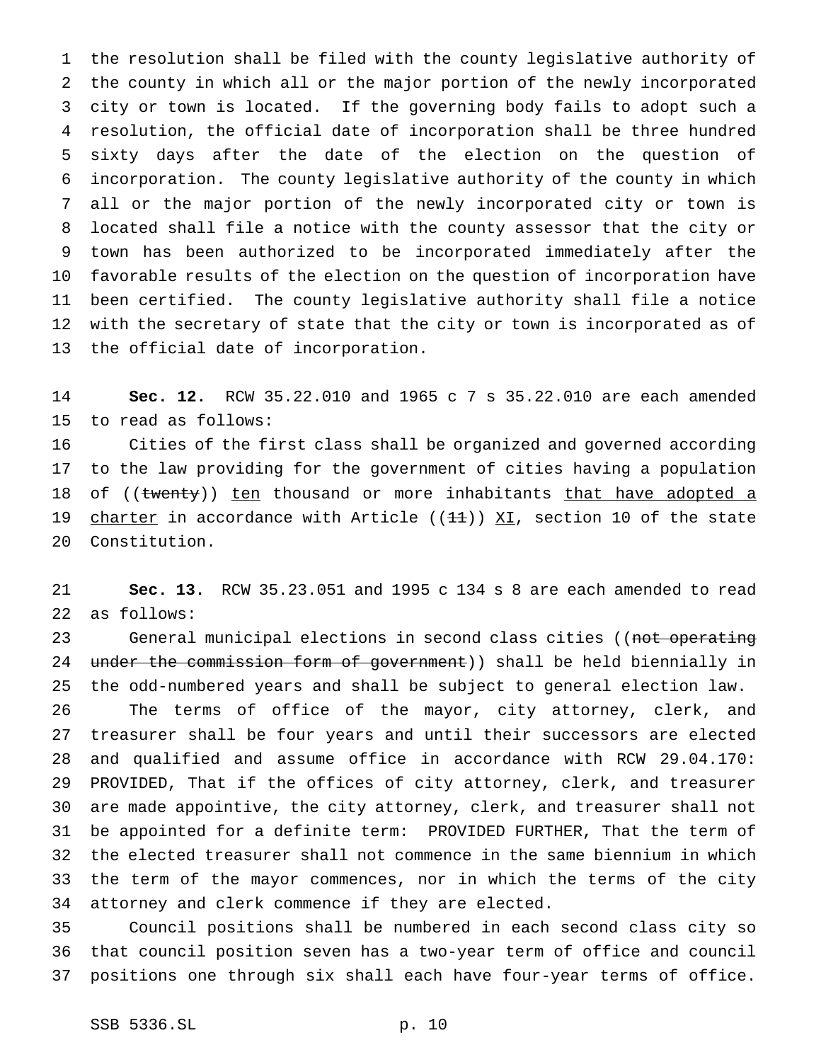the resolution shall be filed with the county legislative authority of the county in which all or the major portion of the newly incorporated city or town is located. If the governing body fails to adopt such a resolution, the official date of incorporation shall be three hundred sixty days after the date of the election on the question of incorporation. The county legislative authority of the county in which all or the major portion of the newly incorporated city or town is located shall file a notice with the county assessor that the city or town has been authorized to be incorporated immediately after the favorable results of the election on the question of incorporation have been certified. The county legislative authority shall file a notice with the secretary of state that the city or town is incorporated as of the official date of incorporation.

**Sec. 12.** RCW 35.22.010 and 1965 c 7 s 35.22.010 are each amended to read as follows:

Cities of the first class shall be organized and governed according to the law providing for the government of cities having a population of ((~~twenty~~)) <u>ten</u> thousand or more inhabitants <u>that have adopted a charter</u> in accordance with Article ((~~11~~)) <u>XI</u>, section 10 of the state Constitution.

**Sec. 13.** RCW 35.23.051 and 1995 c 134 s 8 are each amended to read as follows:

General municipal elections in second class cities ((~~not operating under the commission form of government~~)) shall be held biennially in the odd-numbered years and shall be subject to general election law.

The terms of office of the mayor, city attorney, clerk, and treasurer shall be four years and until their successors are elected and qualified and assume office in accordance with RCW 29.04.170: PROVIDED, That if the offices of city attorney, clerk, and treasurer are made appointive, the city attorney, clerk, and treasurer shall not be appointed for a definite term: PROVIDED FURTHER, That the term of the elected treasurer shall not commence in the same biennium in which the term of the mayor commences, nor in which the terms of the city attorney and clerk commence if they are elected.

Council positions shall be numbered in each second class city so that council position seven has a two-year term of office and council positions one through six shall each have four-year terms of office.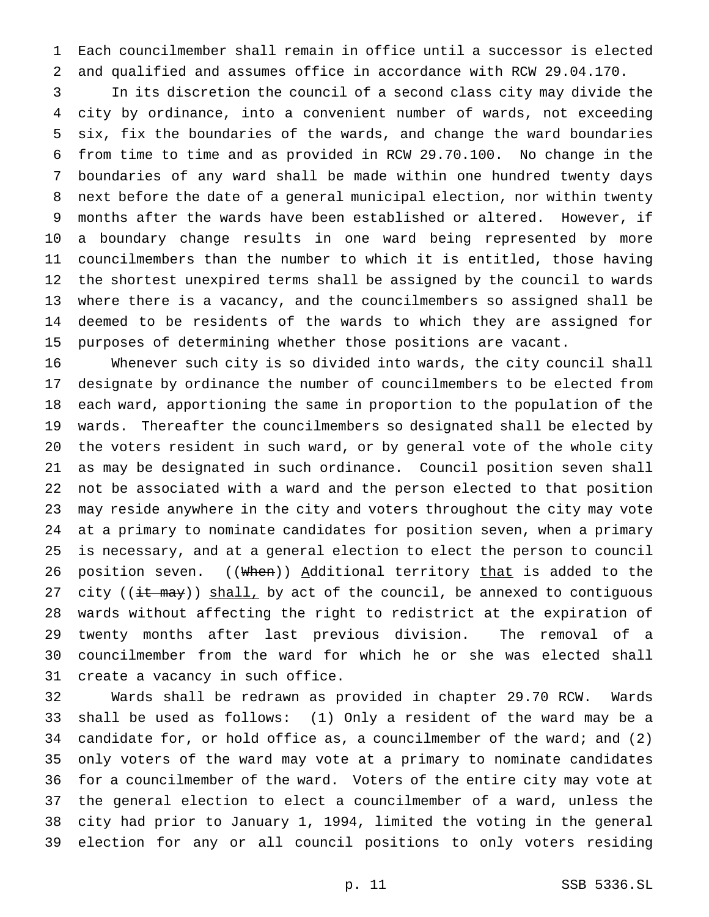Each councilmember shall remain in office until a successor is elected and qualified and assumes office in accordance with RCW 29.04.170.

In its discretion the council of a second class city may divide the city by ordinance, into a convenient number of wards, not exceeding six, fix the boundaries of the wards, and change the ward boundaries from time to time and as provided in RCW 29.70.100. No change in the boundaries of any ward shall be made within one hundred twenty days next before the date of a general municipal election, nor within twenty months after the wards have been established or altered. However, if a boundary change results in one ward being represented by more councilmembers than the number to which it is entitled, those having the shortest unexpired terms shall be assigned by the council to wards where there is a vacancy, and the councilmembers so assigned shall be deemed to be residents of the wards to which they are assigned for purposes of determining whether those positions are vacant.

Whenever such city is so divided into wards, the city council shall designate by ordinance the number of councilmembers to be elected from each ward, apportioning the same in proportion to the population of the wards. Thereafter the councilmembers so designated shall be elected by the voters resident in such ward, or by general vote of the whole city as may be designated in such ordinance. Council position seven shall not be associated with a ward and the person elected to that position may reside anywhere in the city and voters throughout the city may vote at a primary to nominate candidates for position seven, when a primary is necessary, and at a general election to elect the person to council position seven. ((~~When~~)) Additional territory that is added to the city ((~~it may~~)) shall, by act of the council, be annexed to contiguous wards without affecting the right to redistrict at the expiration of twenty months after last previous division. The removal of a councilmember from the ward for which he or she was elected shall create a vacancy in such office.

Wards shall be redrawn as provided in chapter 29.70 RCW. Wards shall be used as follows: (1) Only a resident of the ward may be a candidate for, or hold office as, a councilmember of the ward; and (2) only voters of the ward may vote at a primary to nominate candidates for a councilmember of the ward. Voters of the entire city may vote at the general election to elect a councilmember of a ward, unless the city had prior to January 1, 1994, limited the voting in the general election for any or all council positions to only voters residing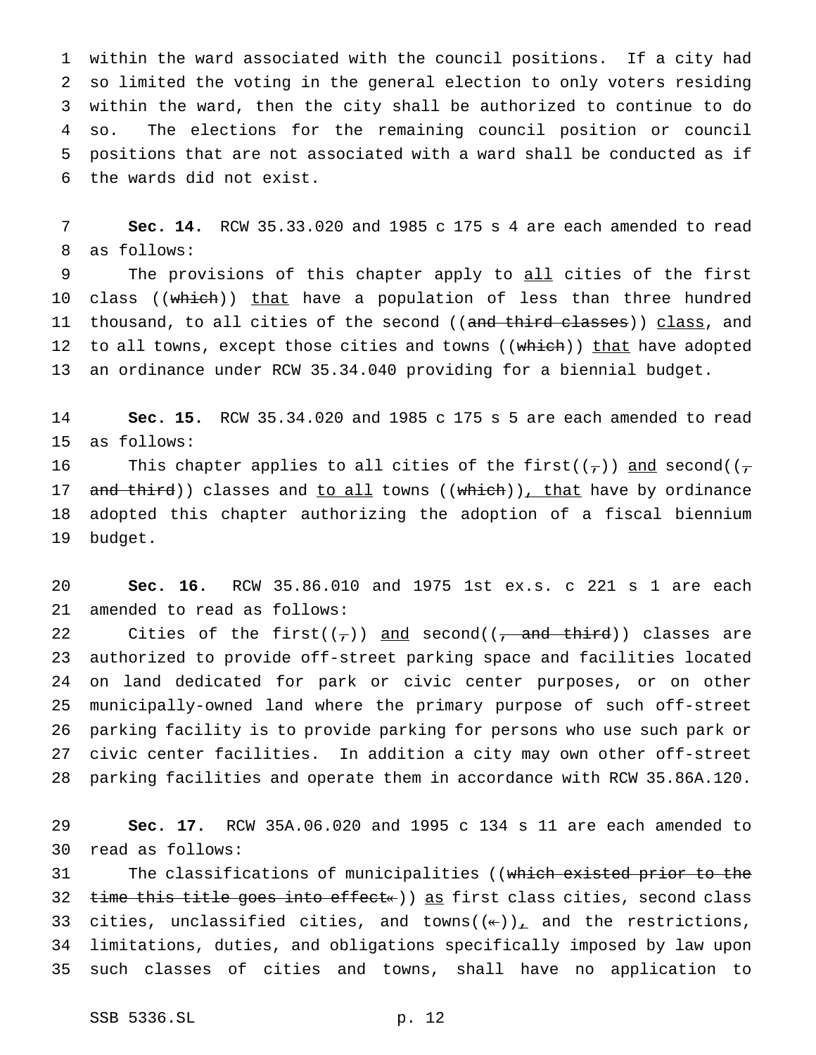within the ward associated with the council positions. If a city had so limited the voting in the general election to only voters residing within the ward, then the city shall be authorized to continue to do so. The elections for the remaining council position or council positions that are not associated with a ward shall be conducted as if the wards did not exist.

**Sec. 14.** RCW 35.33.020 and 1985 c 175 s 4 are each amended to read as follows:

The provisions of this chapter apply to all cities of the first class ((which)) that have a population of less than three hundred thousand, to all cities of the second ((and third classes)) class, and to all towns, except those cities and towns ((which)) that have adopted an ordinance under RCW 35.34.040 providing for a biennial budget.

**Sec. 15.** RCW 35.34.020 and 1985 c 175 s 5 are each amended to read as follows:

This chapter applies to all cities of the first((,)) and second((, and third)) classes and to all towns ((which)), that have by ordinance adopted this chapter authorizing the adoption of a fiscal biennium budget.

**Sec. 16.** RCW 35.86.010 and 1975 1st ex.s. c 221 s 1 are each amended to read as follows:

Cities of the first((,)) and second((, and third)) classes are authorized to provide off-street parking space and facilities located on land dedicated for park or civic center purposes, or on other municipally-owned land where the primary purpose of such off-street parking facility is to provide parking for persons who use such park or civic center facilities. In addition a city may own other off-street parking facilities and operate them in accordance with RCW 35.86A.120.

**Sec. 17.** RCW 35A.06.020 and 1995 c 134 s 11 are each amended to read as follows:

The classifications of municipalities ((which existed prior to the time this title goes into effect«)) as first class cities, second class cities, unclassified cities, and towns((«)), and the restrictions, limitations, duties, and obligations specifically imposed by law upon such classes of cities and towns, shall have no application to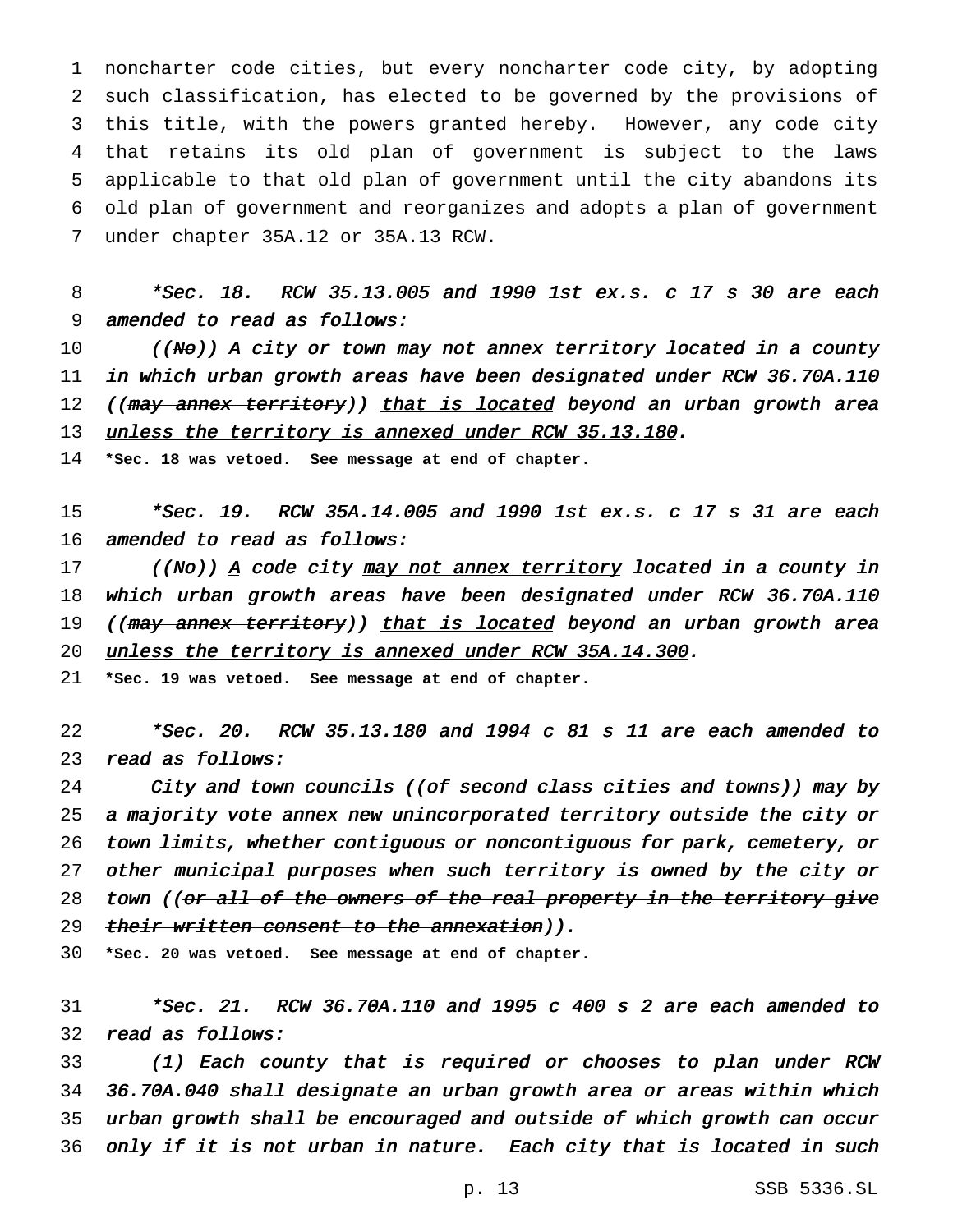noncharter code cities, but every noncharter code city, by adopting such classification, has elected to be governed by the provisions of this title, with the powers granted hereby. However, any code city that retains its old plan of government is subject to the laws applicable to that old plan of government until the city abandons its old plan of government and reorganizes and adopts a plan of government under chapter 35A.12 or 35A.13 RCW.

*\*Sec. 18. RCW 35.13.005 and 1990 1st ex.s. c 17 s 30 are each amended to read as follows:*

*((~~No~~)) <u>A</u> city or town <u>may not annex territory</u> located in a county in which urban growth areas have been designated under RCW 36.70A.110 ((~~may annex territory~~)) <u>that is located</u> beyond an urban growth area <u>unless the territory is annexed under RCW 35.13.180</u>.*

**\*Sec. 18 was vetoed. See message at end of chapter.**

*\*Sec. 19. RCW 35A.14.005 and 1990 1st ex.s. c 17 s 31 are each amended to read as follows:*

*((~~No~~)) <u>A</u> code city <u>may not annex territory</u> located in a county in which urban growth areas have been designated under RCW 36.70A.110 ((~~may annex territory~~)) <u>that is located</u> beyond an urban growth area <u>unless the territory is annexed under RCW 35A.14.300</u>.*

**\*Sec. 19 was vetoed. See message at end of chapter.**

*\*Sec. 20. RCW 35.13.180 and 1994 c 81 s 11 are each amended to read as follows:*

*City and town councils ((~~of second class cities and towns~~)) may by a majority vote annex new unincorporated territory outside the city or town limits, whether contiguous or noncontiguous for park, cemetery, or other municipal purposes when such territory is owned by the city or town ((~~or all of the owners of the real property in the territory give their written consent to the annexation~~)).*

**\*Sec. 20 was vetoed. See message at end of chapter.**

*\*Sec. 21. RCW 36.70A.110 and 1995 c 400 s 2 are each amended to read as follows:*

*(1) Each county that is required or chooses to plan under RCW 36.70A.040 shall designate an urban growth area or areas within which urban growth shall be encouraged and outside of which growth can occur only if it is not urban in nature. Each city that is located in such*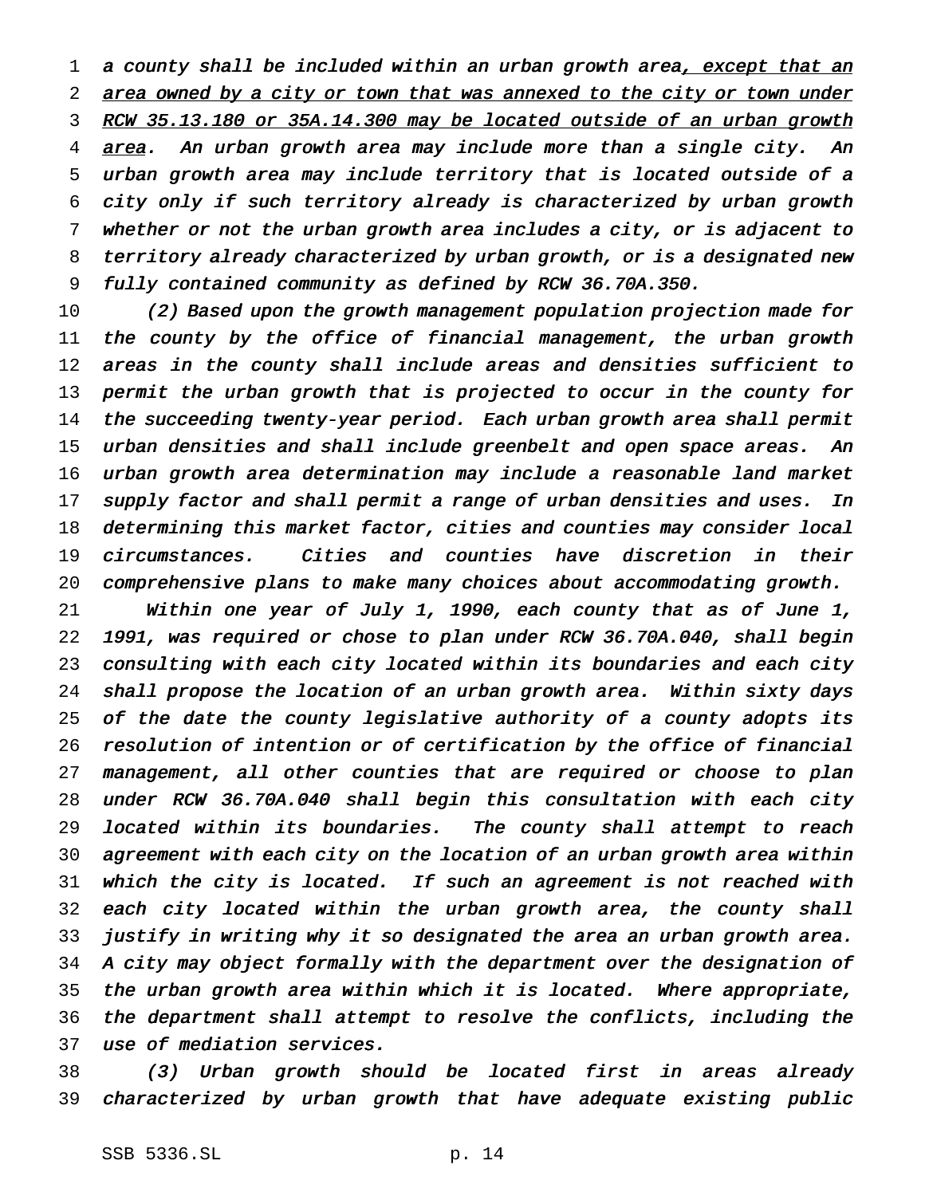*a county shall be included within an urban growth area*, except that an area owned by a city or town that was annexed to the city or town under RCW 35.13.180 or 35A.14.300 may be located outside of an urban growth area*. An urban growth area may include more than a single city. An urban growth area may include territory that is located outside of a city only if such territory already is characterized by urban growth whether or not the urban growth area includes a city, or is adjacent to territory already characterized by urban growth, or is a designated new fully contained community as defined by RCW 36.70A.350.*

*(2) Based upon the growth management population projection made for the county by the office of financial management, the urban growth areas in the county shall include areas and densities sufficient to permit the urban growth that is projected to occur in the county for the succeeding twenty-year period. Each urban growth area shall permit urban densities and shall include greenbelt and open space areas. An urban growth area determination may include a reasonable land market supply factor and shall permit a range of urban densities and uses. In determining this market factor, cities and counties may consider local circumstances. Cities and counties have discretion in their comprehensive plans to make many choices about accommodating growth.*

*Within one year of July 1, 1990, each county that as of June 1, 1991, was required or chose to plan under RCW 36.70A.040, shall begin consulting with each city located within its boundaries and each city shall propose the location of an urban growth area. Within sixty days of the date the county legislative authority of a county adopts its resolution of intention or of certification by the office of financial management, all other counties that are required or choose to plan under RCW 36.70A.040 shall begin this consultation with each city located within its boundaries. The county shall attempt to reach agreement with each city on the location of an urban growth area within which the city is located. If such an agreement is not reached with each city located within the urban growth area, the county shall justify in writing why it so designated the area an urban growth area. A city may object formally with the department over the designation of the urban growth area within which it is located. Where appropriate, the department shall attempt to resolve the conflicts, including the use of mediation services.*

*(3) Urban growth should be located first in areas already characterized by urban growth that have adequate existing public*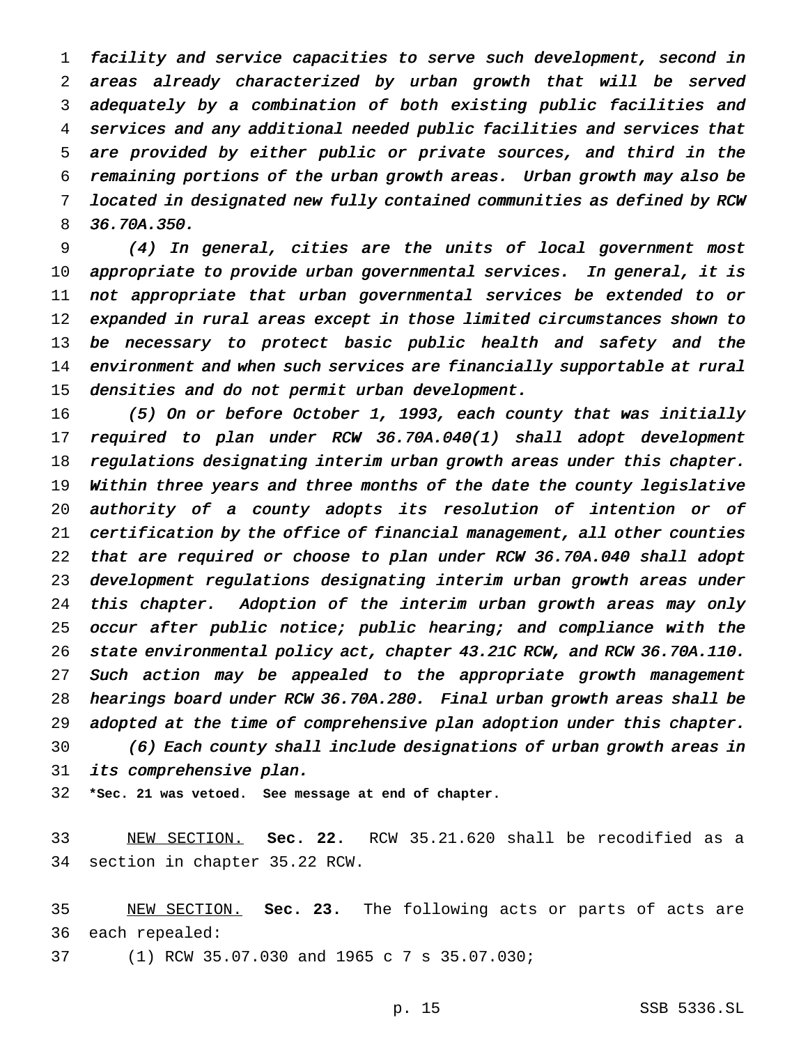*facility and service capacities to serve such development, second in areas already characterized by urban growth that will be served adequately by a combination of both existing public facilities and services and any additional needed public facilities and services that are provided by either public or private sources, and third in the remaining portions of the urban growth areas. Urban growth may also be located in designated new fully contained communities as defined by RCW 36.70A.350.*

*(4) In general, cities are the units of local government most appropriate to provide urban governmental services. In general, it is not appropriate that urban governmental services be extended to or expanded in rural areas except in those limited circumstances shown to be necessary to protect basic public health and safety and the environment and when such services are financially supportable at rural densities and do not permit urban development.*

*(5) On or before October 1, 1993, each county that was initially required to plan under RCW 36.70A.040(1) shall adopt development regulations designating interim urban growth areas under this chapter. Within three years and three months of the date the county legislative authority of a county adopts its resolution of intention or of certification by the office of financial management, all other counties that are required or choose to plan under RCW 36.70A.040 shall adopt development regulations designating interim urban growth areas under this chapter. Adoption of the interim urban growth areas may only occur after public notice; public hearing; and compliance with the state environmental policy act, chapter 43.21C RCW, and RCW 36.70A.110. Such action may be appealed to the appropriate growth management hearings board under RCW 36.70A.280. Final urban growth areas shall be adopted at the time of comprehensive plan adoption under this chapter.*

*(6) Each county shall include designations of urban growth areas in its comprehensive plan.*

**\*Sec. 21 was vetoed. See message at end of chapter.**

NEW SECTION. **Sec. 22.** RCW 35.21.620 shall be recodified as a section in chapter 35.22 RCW.

NEW SECTION. **Sec. 23.** The following acts or parts of acts are each repealed:

(1) RCW 35.07.030 and 1965 c 7 s 35.07.030;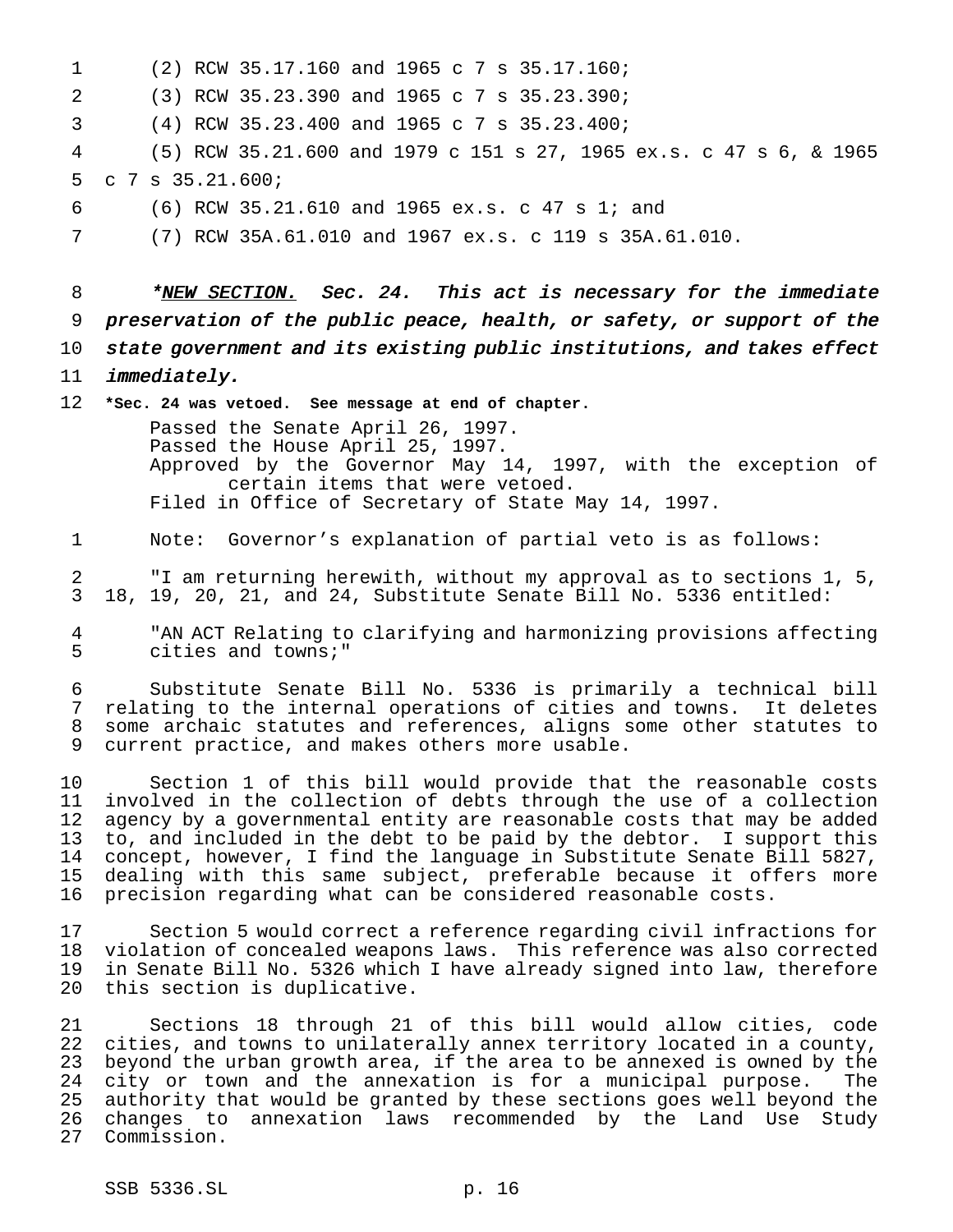(2) RCW 35.17.160 and 1965 c 7 s 35.17.160;

(3) RCW 35.23.390 and 1965 c 7 s 35.23.390;

(4) RCW 35.23.400 and 1965 c 7 s 35.23.400;

(5) RCW 35.21.600 and 1979 c 151 s 27, 1965 ex.s. c 47 s 6, & 1965 c 7 s 35.21.600;

(6) RCW 35.21.610 and 1965 ex.s. c 47 s 1; and

(7) RCW 35A.61.010 and 1967 ex.s. c 119 s 35A.61.010.

***NEW SECTION.** *Sec. 24. This act is necessary for the immediate preservation of the public peace, health, or safety, or support of the state government and its existing public institutions, and takes effect immediately.*

**\*Sec. 24 was vetoed. See message at end of chapter.**

Passed the Senate April 26, 1997.
Passed the House April 25, 1997.
Approved by the Governor May 14, 1997, with the exception of certain items that were vetoed.
Filed in Office of Secretary of State May 14, 1997.

Note: Governor's explanation of partial veto is as follows:

"I am returning herewith, without my approval as to sections 1, 5, 18, 19, 20, 21, and 24, Substitute Senate Bill No. 5336 entitled:

"AN ACT Relating to clarifying and harmonizing provisions affecting cities and towns;"

Substitute Senate Bill No. 5336 is primarily a technical bill relating to the internal operations of cities and towns. It deletes some archaic statutes and references, aligns some other statutes to current practice, and makes others more usable.

Section 1 of this bill would provide that the reasonable costs involved in the collection of debts through the use of a collection agency by a governmental entity are reasonable costs that may be added to, and included in the debt to be paid by the debtor. I support this concept, however, I find the language in Substitute Senate Bill 5827, dealing with this same subject, preferable because it offers more precision regarding what can be considered reasonable costs.

Section 5 would correct a reference regarding civil infractions for violation of concealed weapons laws. This reference was also corrected in Senate Bill No. 5326 which I have already signed into law, therefore this section is duplicative.

Sections 18 through 21 of this bill would allow cities, code cities, and towns to unilaterally annex territory located in a county, beyond the urban growth area, if the area to be annexed is owned by the city or town and the annexation is for a municipal purpose. The authority that would be granted by these sections goes well beyond the changes to annexation laws recommended by the Land Use Study Commission.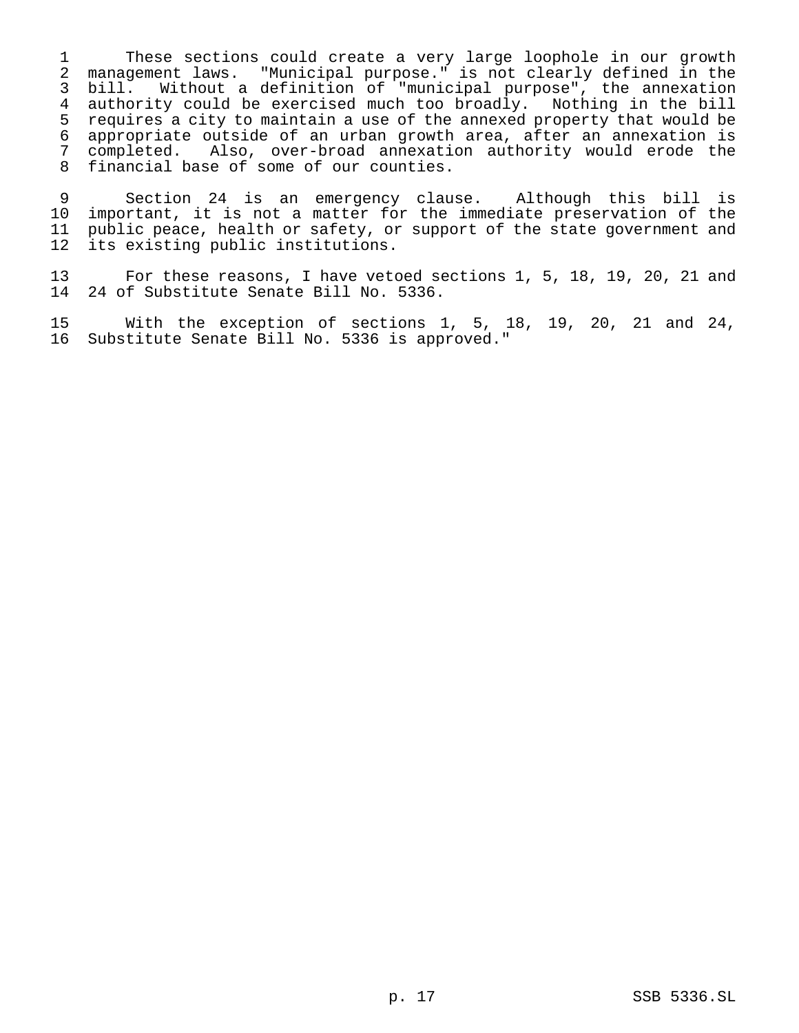These sections could create a very large loophole in our growth management laws. "Municipal purpose." is not clearly defined in the bill. Without a definition of "municipal purpose", the annexation authority could be exercised much too broadly. Nothing in the bill requires a city to maintain a use of the annexed property that would be appropriate outside of an urban growth area, after an annexation is completed. Also, over-broad annexation authority would erode the financial base of some of our counties.

Section 24 is an emergency clause. Although this bill is important, it is not a matter for the immediate preservation of the public peace, health or safety, or support of the state government and its existing public institutions.

For these reasons, I have vetoed sections 1, 5, 18, 19, 20, 21 and 24 of Substitute Senate Bill No. 5336.

With the exception of sections 1, 5, 18, 19, 20, 21 and 24, Substitute Senate Bill No. 5336 is approved."